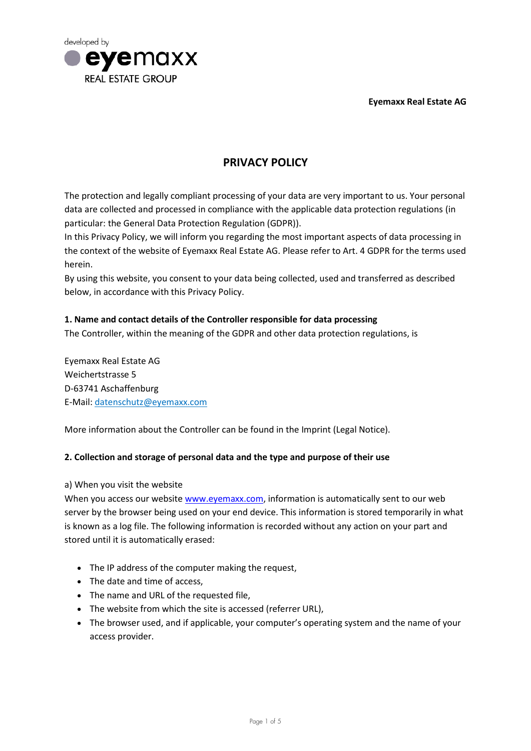developed by

eyemaxx

REAL ESTATE GROUP

**Eyemaxx Real Estate AG**

# PRIVACY POLICY

The protection and legally compliant processing of your data are very important to us. Your personal data are collected and processed in compliance with the applicable data protection regulations (in particular: the General Data Protection Regulation (GDPR)).
In this Privacy Policy, we will inform you regarding the most important aspects of data processing in the context of the website of Eyemaxx Real Estate AG. Please refer to Art. 4 GDPR for the terms used herein.
By using this website, you consent to your data being collected, used and transferred as described below, in accordance with this Privacy Policy.

**1. Name and contact details of the Controller responsible for data processing**
The Controller, within the meaning of the GDPR and other data protection regulations, is

Eyemaxx Real Estate AG
Weichertstrasse 5
D-63741 Aschaffenburg
E-Mail: datenschutz@eyemaxx.com

More information about the Controller can be found in the Imprint (Legal Notice).

**2. Collection and storage of personal data and the type and purpose of their use**

a) When you visit the website
When you access our website www.eyemaxx.com, information is automatically sent to our web server by the browser being used on your end device. This information is stored temporarily in what is known as a log file. The following information is recorded without any action on your part and stored until it is automatically erased:

- The IP address of the computer making the request,
- The date and time of access,
- The name and URL of the requested file,
- The website from which the site is accessed (referrer URL),
- The browser used, and if applicable, your computer's operating system and the name of your access provider.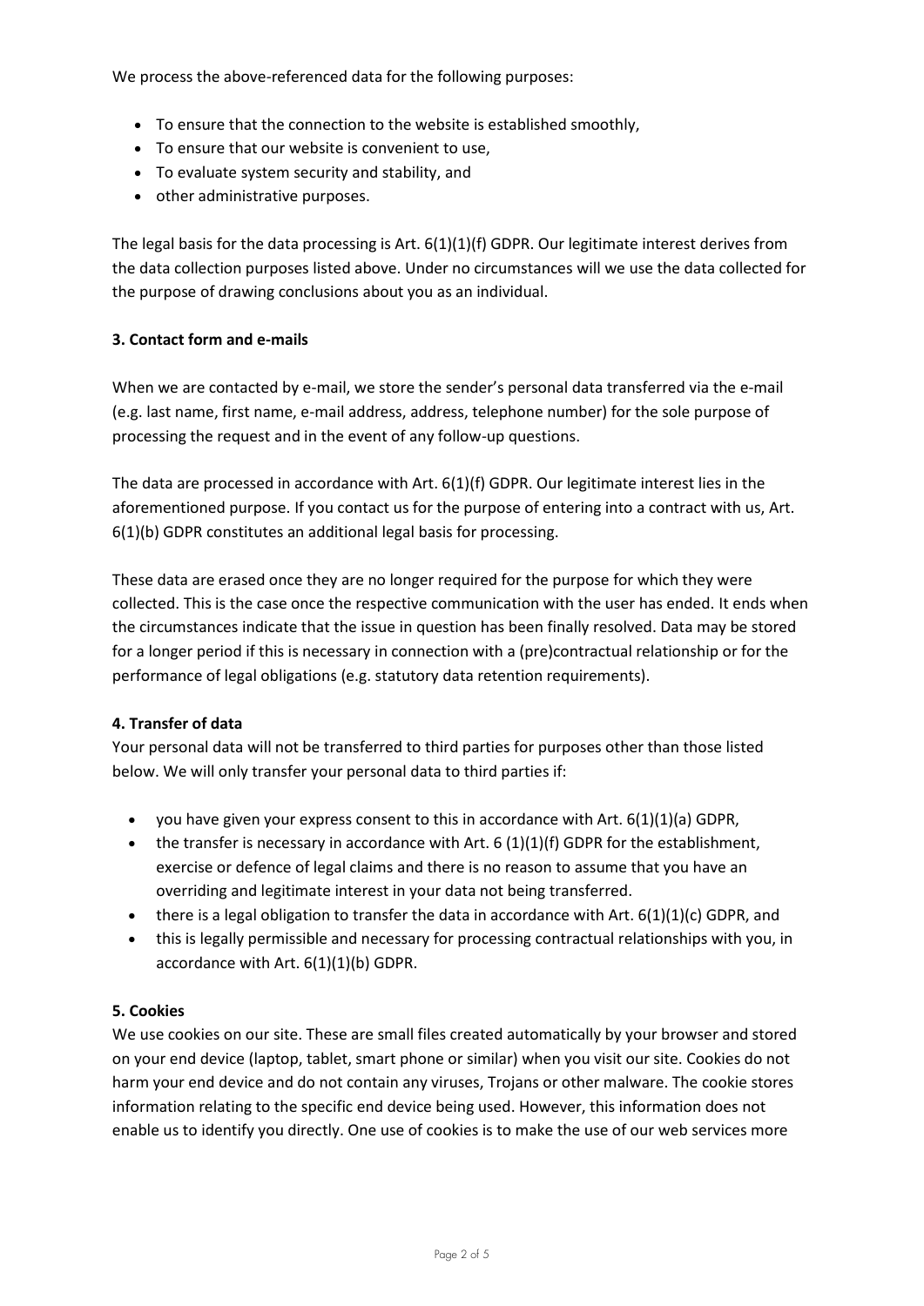We process the above-referenced data for the following purposes:

- To ensure that the connection to the website is established smoothly,
- To ensure that our website is convenient to use,
- To evaluate system security and stability, and
- other administrative purposes.

The legal basis for the data processing is Art. 6(1)(1)(f) GDPR. Our legitimate interest derives from the data collection purposes listed above. Under no circumstances will we use the data collected for the purpose of drawing conclusions about you as an individual.

**3. Contact form and e-mails**

When we are contacted by e-mail, we store the sender's personal data transferred via the e-mail (e.g. last name, first name, e-mail address, address, telephone number) for the sole purpose of processing the request and in the event of any follow-up questions.

The data are processed in accordance with Art. 6(1)(f) GDPR. Our legitimate interest lies in the aforementioned purpose. If you contact us for the purpose of entering into a contract with us, Art. 6(1)(b) GDPR constitutes an additional legal basis for processing.

These data are erased once they are no longer required for the purpose for which they were collected. This is the case once the respective communication with the user has ended. It ends when the circumstances indicate that the issue in question has been finally resolved. Data may be stored for a longer period if this is necessary in connection with a (pre)contractual relationship or for the performance of legal obligations (e.g. statutory data retention requirements).

**4. Transfer of data**

Your personal data will not be transferred to third parties for purposes other than those listed below. We will only transfer your personal data to third parties if:

- you have given your express consent to this in accordance with Art. 6(1)(1)(a) GDPR,
- the transfer is necessary in accordance with Art. 6 (1)(1)(f) GDPR for the establishment, exercise or defence of legal claims and there is no reason to assume that you have an overriding and legitimate interest in your data not being transferred.
- there is a legal obligation to transfer the data in accordance with Art. 6(1)(1)(c) GDPR, and
- this is legally permissible and necessary for processing contractual relationships with you, in accordance with Art. 6(1)(1)(b) GDPR.

**5. Cookies**

We use cookies on our site. These are small files created automatically by your browser and stored on your end device (laptop, tablet, smart phone or similar) when you visit our site. Cookies do not harm your end device and do not contain any viruses, Trojans or other malware. The cookie stores information relating to the specific end device being used. However, this information does not enable us to identify you directly. One use of cookies is to make the use of our web services more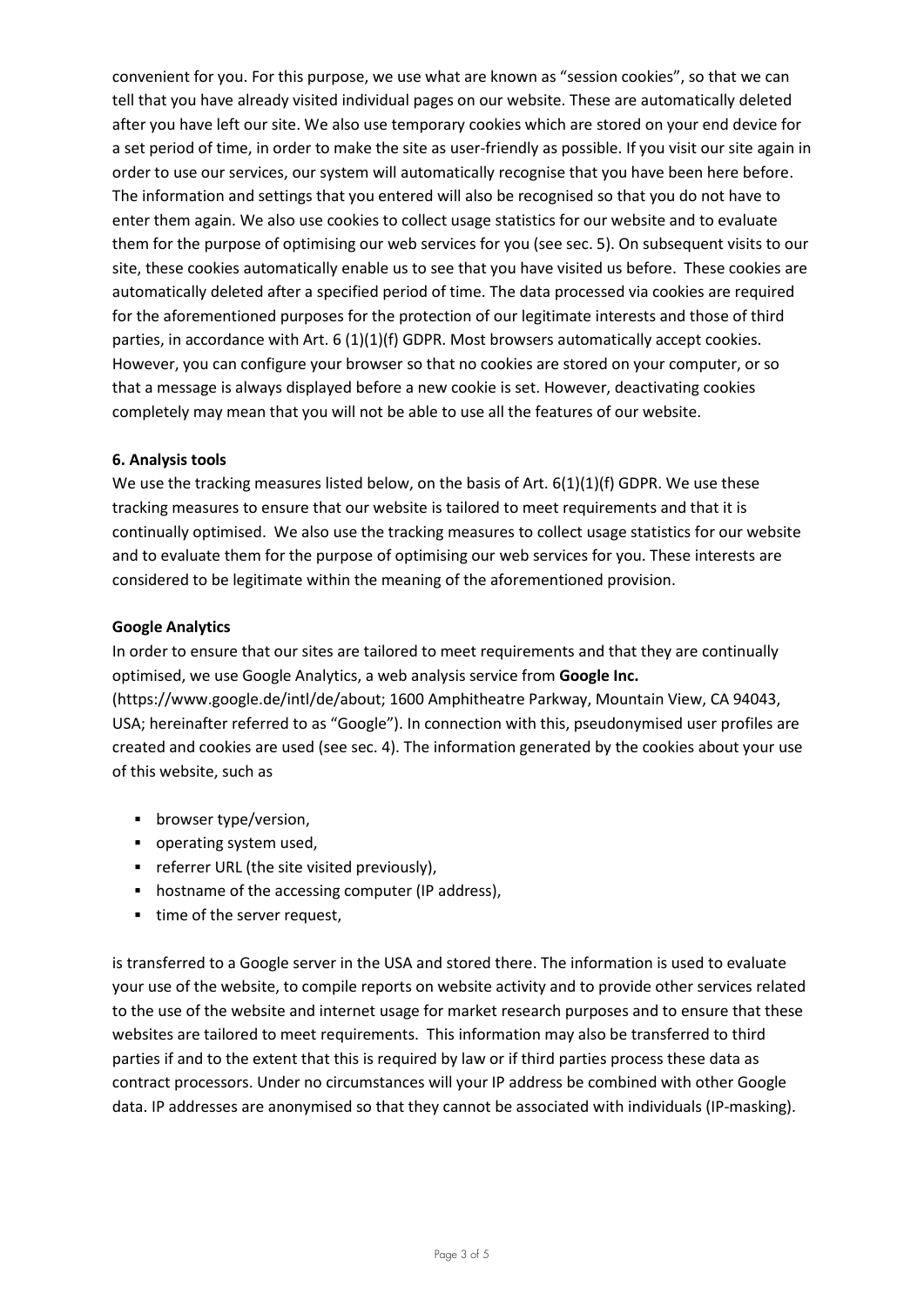convenient for you. For this purpose, we use what are known as "session cookies", so that we can tell that you have already visited individual pages on our website. These are automatically deleted after you have left our site. We also use temporary cookies which are stored on your end device for a set period of time, in order to make the site as user-friendly as possible. If you visit our site again in order to use our services, our system will automatically recognise that you have been here before. The information and settings that you entered will also be recognised so that you do not have to enter them again. We also use cookies to collect usage statistics for our website and to evaluate them for the purpose of optimising our web services for you (see sec. 5). On subsequent visits to our site, these cookies automatically enable us to see that you have visited us before. These cookies are automatically deleted after a specified period of time. The data processed via cookies are required for the aforementioned purposes for the protection of our legitimate interests and those of third parties, in accordance with Art. 6 (1)(1)(f) GDPR. Most browsers automatically accept cookies. However, you can configure your browser so that no cookies are stored on your computer, or so that a message is always displayed before a new cookie is set. However, deactivating cookies completely may mean that you will not be able to use all the features of our website.

**6. Analysis tools**

We use the tracking measures listed below, on the basis of Art. 6(1)(1)(f) GDPR. We use these tracking measures to ensure that our website is tailored to meet requirements and that it is continually optimised. We also use the tracking measures to collect usage statistics for our website and to evaluate them for the purpose of optimising our web services for you. These interests are considered to be legitimate within the meaning of the aforementioned provision.

**Google Analytics**

In order to ensure that our sites are tailored to meet requirements and that they are continually optimised, we use Google Analytics, a web analysis service from **Google Inc.** (https://www.google.de/intl/de/about; 1600 Amphitheatre Parkway, Mountain View, CA 94043, USA; hereinafter referred to as "Google"). In connection with this, pseudonymised user profiles are created and cookies are used (see sec. 4). The information generated by the cookies about your use of this website, such as

- browser type/version,
- operating system used,
- referrer URL (the site visited previously),
- hostname of the accessing computer (IP address),
- time of the server request,

is transferred to a Google server in the USA and stored there. The information is used to evaluate your use of the website, to compile reports on website activity and to provide other services related to the use of the website and internet usage for market research purposes and to ensure that these websites are tailored to meet requirements. This information may also be transferred to third parties if and to the extent that this is required by law or if third parties process these data as contract processors. Under no circumstances will your IP address be combined with other Google data. IP addresses are anonymised so that they cannot be associated with individuals (IP-masking).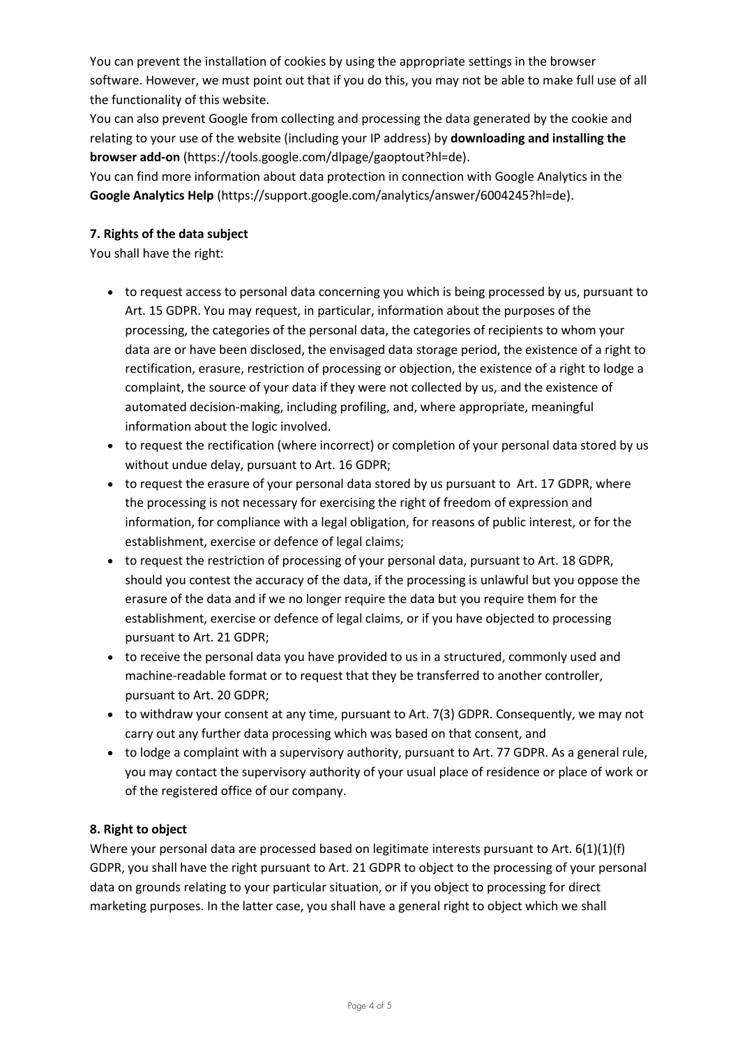You can prevent the installation of cookies by using the appropriate settings in the browser software. However, we must point out that if you do this, you may not be able to make full use of all the functionality of this website.

You can also prevent Google from collecting and processing the data generated by the cookie and relating to your use of the website (including your IP address) by **downloading and installing the browser add-on** (https://tools.google.com/dlpage/gaoptout?hl=de).

You can find more information about data protection in connection with Google Analytics in the **Google Analytics Help** (https://support.google.com/analytics/answer/6004245?hl=de).

**7. Rights of the data subject**

You shall have the right:

- to request access to personal data concerning you which is being processed by us, pursuant to Art. 15 GDPR. You may request, in particular, information about the purposes of the processing, the categories of the personal data, the categories of recipients to whom your data are or have been disclosed, the envisaged data storage period, the existence of a right to rectification, erasure, restriction of processing or objection, the existence of a right to lodge a complaint, the source of your data if they were not collected by us, and the existence of automated decision-making, including profiling, and, where appropriate, meaningful information about the logic involved.
- to request the rectification (where incorrect) or completion of your personal data stored by us without undue delay, pursuant to Art. 16 GDPR;
- to request the erasure of your personal data stored by us pursuant to Art. 17 GDPR, where the processing is not necessary for exercising the right of freedom of expression and information, for compliance with a legal obligation, for reasons of public interest, or for the establishment, exercise or defence of legal claims;
- to request the restriction of processing of your personal data, pursuant to Art. 18 GDPR, should you contest the accuracy of the data, if the processing is unlawful but you oppose the erasure of the data and if we no longer require the data but you require them for the establishment, exercise or defence of legal claims, or if you have objected to processing pursuant to Art. 21 GDPR;
- to receive the personal data you have provided to us in a structured, commonly used and machine-readable format or to request that they be transferred to another controller, pursuant to Art. 20 GDPR;
- to withdraw your consent at any time, pursuant to Art. 7(3) GDPR. Consequently, we may not carry out any further data processing which was based on that consent, and
- to lodge a complaint with a supervisory authority, pursuant to Art. 77 GDPR. As a general rule, you may contact the supervisory authority of your usual place of residence or place of work or of the registered office of our company.

**8. Right to object**

Where your personal data are processed based on legitimate interests pursuant to Art. 6(1)(1)(f) GDPR, you shall have the right pursuant to Art. 21 GDPR to object to the processing of your personal data on grounds relating to your particular situation, or if you object to processing for direct marketing purposes. In the latter case, you shall have a general right to object which we shall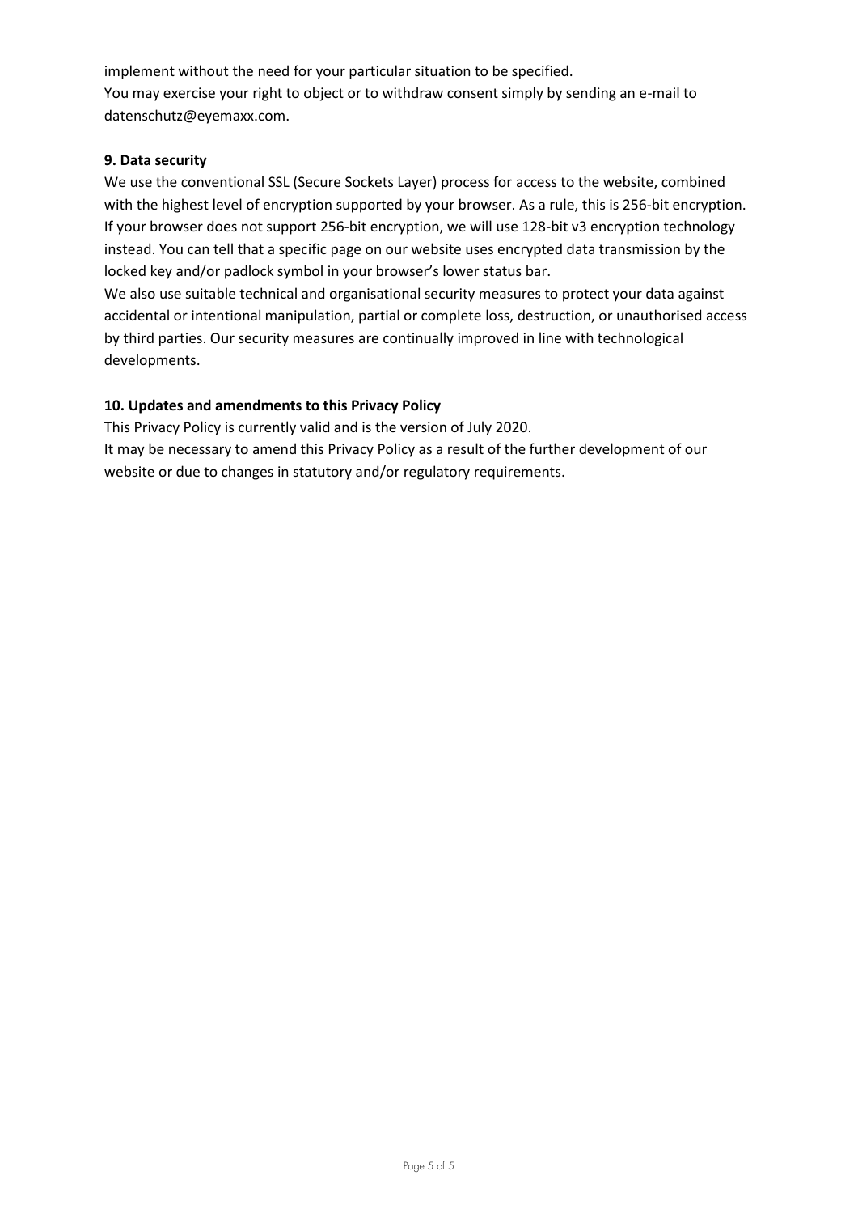implement without the need for your particular situation to be specified.
You may exercise your right to object or to withdraw consent simply by sending an e-mail to datenschutz@eyemaxx.com.

**9. Data security**

We use the conventional SSL (Secure Sockets Layer) process for access to the website, combined with the highest level of encryption supported by your browser. As a rule, this is 256-bit encryption. If your browser does not support 256-bit encryption, we will use 128-bit v3 encryption technology instead. You can tell that a specific page on our website uses encrypted data transmission by the locked key and/or padlock symbol in your browser's lower status bar.
We also use suitable technical and organisational security measures to protect your data against accidental or intentional manipulation, partial or complete loss, destruction, or unauthorised access by third parties. Our security measures are continually improved in line with technological developments.

**10. Updates and amendments to this Privacy Policy**

This Privacy Policy is currently valid and is the version of July 2020.
It may be necessary to amend this Privacy Policy as a result of the further development of our website or due to changes in statutory and/or regulatory requirements.